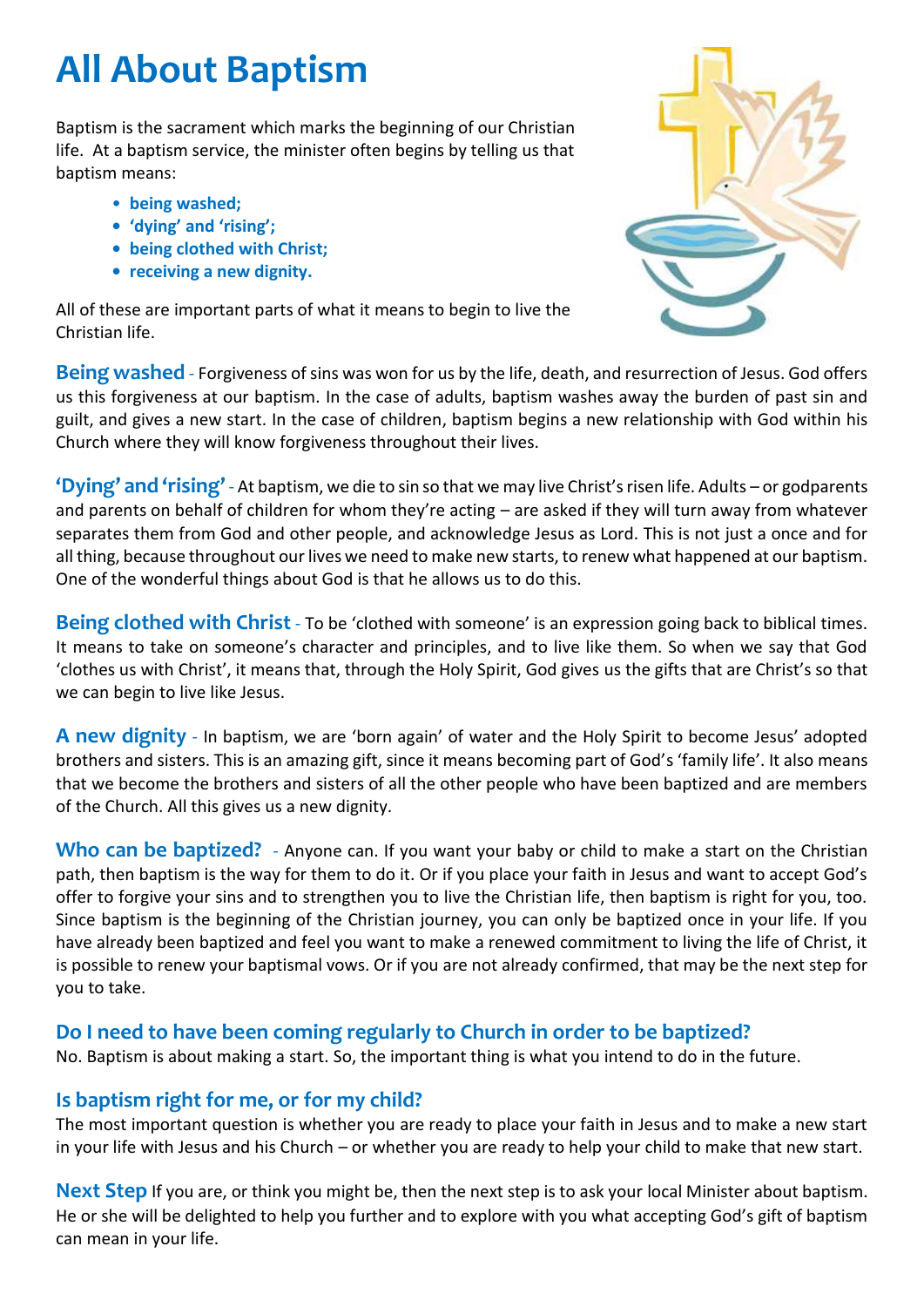# All About Baptism

Baptism is the sacrament which marks the beginning of our Christian life. At a baptism service, the minister often begins by telling us that baptism means:

- **being washed;**
- **'dying' and 'rising';**
- **being clothed with Christ;**
- **receiving a new dignity.**

All of these are important parts of what it means to begin to live the Christian life.

**Being washed** - Forgiveness of sins was won for us by the life, death, and resurrection of Jesus. God offers us this forgiveness at our baptism. In the case of adults, baptism washes away the burden of past sin and guilt, and gives a new start. In the case of children, baptism begins a new relationship with God within his Church where they will know forgiveness throughout their lives.

**'Dying' and 'rising'** - At baptism, we die to sin so that we may live Christ's risen life. Adults – or godparents and parents on behalf of children for whom they're acting – are asked if they will turn away from whatever separates them from God and other people, and acknowledge Jesus as Lord. This is not just a once and for all thing, because throughout our lives we need to make new starts, to renew what happened at our baptism. One of the wonderful things about God is that he allows us to do this.

**Being clothed with Christ** - To be 'clothed with someone' is an expression going back to biblical times. It means to take on someone's character and principles, and to live like them. So when we say that God 'clothes us with Christ', it means that, through the Holy Spirit, God gives us the gifts that are Christ's so that we can begin to live like Jesus.

**A new dignity** - In baptism, we are 'born again' of water and the Holy Spirit to become Jesus' adopted brothers and sisters. This is an amazing gift, since it means becoming part of God's 'family life'. It also means that we become the brothers and sisters of all the other people who have been baptized and are members of the Church. All this gives us a new dignity.

**Who can be baptized?** - Anyone can. If you want your baby or child to make a start on the Christian path, then baptism is the way for them to do it. Or if you place your faith in Jesus and want to accept God's offer to forgive your sins and to strengthen you to live the Christian life, then baptism is right for you, too. Since baptism is the beginning of the Christian journey, you can only be baptized once in your life. If you have already been baptized and feel you want to make a renewed commitment to living the life of Christ, it is possible to renew your baptismal vows. Or if you are not already confirmed, that may be the next step for you to take.

### Do I need to have been coming regularly to Church in order to be baptized?

No. Baptism is about making a start. So, the important thing is what you intend to do in the future.

### Is baptism right for me, or for my child?

The most important question is whether you are ready to place your faith in Jesus and to make a new start in your life with Jesus and his Church – or whether you are ready to help your child to make that new start.

**Next Step** If you are, or think you might be, then the next step is to ask your local Minister about baptism. He or she will be delighted to help you further and to explore with you what accepting God's gift of baptism can mean in your life.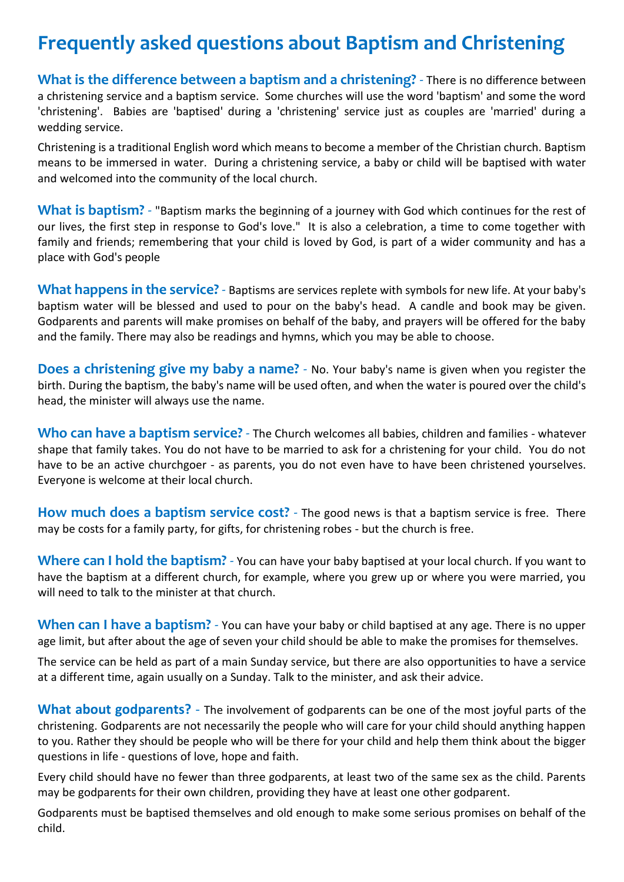# Frequently asked questions about Baptism and Christening

**What is the difference between a baptism and a christening?** - There is no difference between a christening service and a baptism service. Some churches will use the word 'baptism' and some the word 'christening'. Babies are 'baptised' during a 'christening' service just as couples are 'married' during a wedding service.

Christening is a traditional English word which means to become a member of the Christian church. Baptism means to be immersed in water. During a christening service, a baby or child will be baptised with water and welcomed into the community of the local church.

**What is baptism?** - "Baptism marks the beginning of a journey with God which continues for the rest of our lives, the first step in response to God's love." It is also a celebration, a time to come together with family and friends; remembering that your child is loved by God, is part of a wider community and has a place with God's people

**What happens in the service?** - Baptisms are services replete with symbols for new life. At your baby's baptism water will be blessed and used to pour on the baby's head. A candle and book may be given. Godparents and parents will make promises on behalf of the baby, and prayers will be offered for the baby and the family. There may also be readings and hymns, which you may be able to choose.

**Does a christening give my baby a name?** - No. Your baby's name is given when you register the birth. During the baptism, the baby's name will be used often, and when the water is poured over the child's head, the minister will always use the name.

**Who can have a baptism service?** - The Church welcomes all babies, children and families - whatever shape that family takes. You do not have to be married to ask for a christening for your child. You do not have to be an active churchgoer - as parents, you do not even have to have been christened yourselves. Everyone is welcome at their local church.

**How much does a baptism service cost?** - The good news is that a baptism service is free. There may be costs for a family party, for gifts, for christening robes - but the church is free.

**Where can I hold the baptism?** - You can have your baby baptised at your local church. If you want to have the baptism at a different church, for example, where you grew up or where you were married, you will need to talk to the minister at that church.

**When can I have a baptism?** - You can have your baby or child baptised at any age. There is no upper age limit, but after about the age of seven your child should be able to make the promises for themselves.

The service can be held as part of a main Sunday service, but there are also opportunities to have a service at a different time, again usually on a Sunday. Talk to the minister, and ask their advice.

**What about godparents?** - The involvement of godparents can be one of the most joyful parts of the christening. Godparents are not necessarily the people who will care for your child should anything happen to you. Rather they should be people who will be there for your child and help them think about the bigger questions in life - questions of love, hope and faith.

Every child should have no fewer than three godparents, at least two of the same sex as the child. Parents may be godparents for their own children, providing they have at least one other godparent.

Godparents must be baptised themselves and old enough to make some serious promises on behalf of the child.